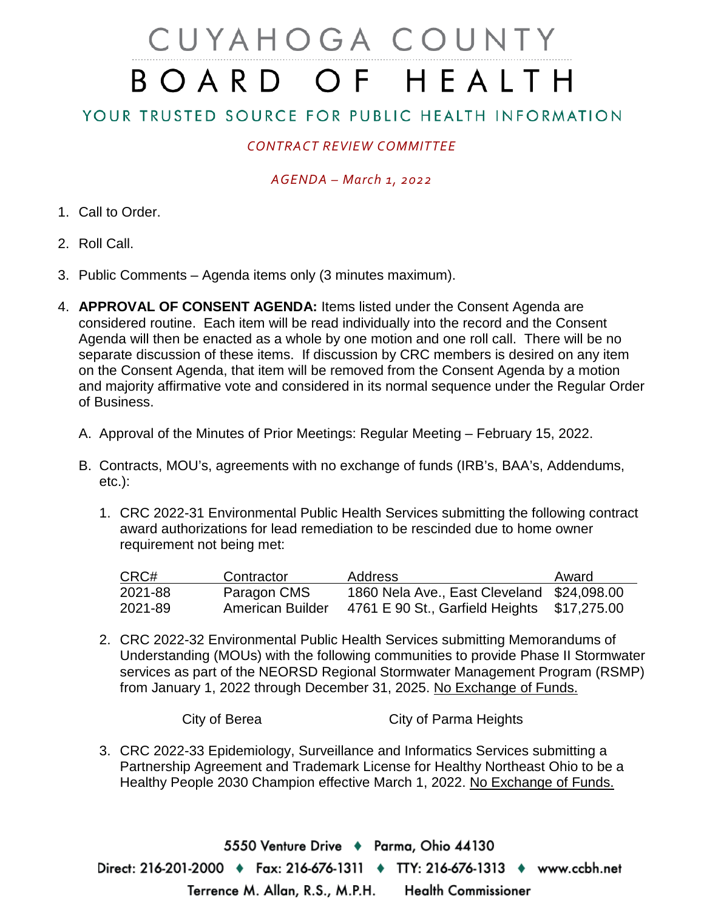# CUYAHOGA COUNTY
# BOARD OF HEALTH

YOUR TRUSTED SOURCE FOR PUBLIC HEALTH INFORMATION

*CONTRACT REVIEW COMMITTEE*

*AGENDA – March 1, 2022*

1. Call to Order.

2. Roll Call.

3. Public Comments – Agenda items only (3 minutes maximum).

4. **APPROVAL OF CONSENT AGENDA:** Items listed under the Consent Agenda are considered routine. Each item will be read individually into the record and the Consent Agenda will then be enacted as a whole by one motion and one roll call. There will be no separate discussion of these items. If discussion by CRC members is desired on any item on the Consent Agenda, that item will be removed from the Consent Agenda by a motion and majority affirmative vote and considered in its normal sequence under the Regular Order of Business.

   A. Approval of the Minutes of Prior Meetings: Regular Meeting – February 15, 2022.

   B. Contracts, MOU's, agreements with no exchange of funds (IRB's, BAA's, Addendums, etc.):

      1. CRC 2022-31 Environmental Public Health Services submitting the following contract award authorizations for lead remediation to be rescinded due to home owner requirement not being met:

| CRC# | Contractor | Address | Award |
|---|---|---|---|
| 2021-88 | Paragon CMS | 1860 Nela Ave., East Cleveland | $24,098.00 |
| 2021-89 | American Builder | 4761 E 90 St., Garfield Heights | $17,275.00 |

      2. CRC 2022-32 Environmental Public Health Services submitting Memorandums of Understanding (MOUs) with the following communities to provide Phase II Stormwater services as part of the NEORSD Regional Stormwater Management Program (RSMP) from January 1, 2022 through December 31, 2025. No Exchange of Funds.

         City of Berea                City of Parma Heights

      3. CRC 2022-33 Epidemiology, Surveillance and Informatics Services submitting a Partnership Agreement and Trademark License for Healthy Northeast Ohio to be a Healthy People 2030 Champion effective March 1, 2022. No Exchange of Funds.

5550 Venture Drive ♦ Parma, Ohio 44130
Direct: 216-201-2000 ♦ Fax: 216-676-1311 ♦ TTY: 216-676-1313 ♦ www.ccbh.net
Terrence M. Allan, R.S., M.P.H. Health Commissioner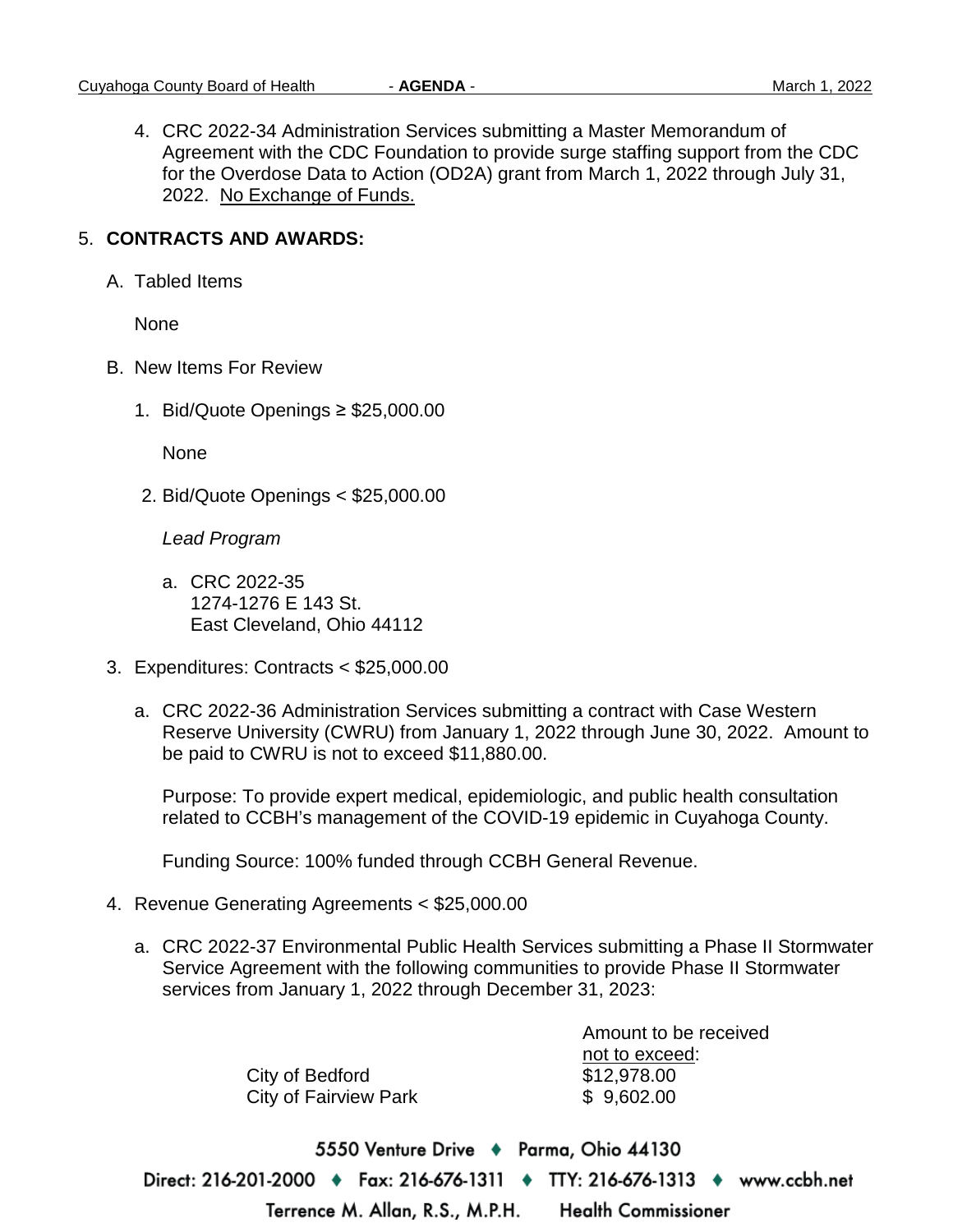4. CRC 2022-34 Administration Services submitting a Master Memorandum of Agreement with the CDC Foundation to provide surge staffing support from the CDC for the Overdose Data to Action (OD2A) grant from March 1, 2022 through July 31, 2022. No Exchange of Funds.

5. **CONTRACTS AND AWARDS:**

   A. Tabled Items

      None

   B. New Items For Review

      1. Bid/Quote Openings ≥ $25,000.00

         None

      2. Bid/Quote Openings < $25,000.00

         *Lead Program*

         a. CRC 2022-35
            1274-1276 E 143 St.
            East Cleveland, Ohio 44112

   3. Expenditures: Contracts < $25,000.00

      a. CRC 2022-36 Administration Services submitting a contract with Case Western Reserve University (CWRU) from January 1, 2022 through June 30, 2022. Amount to be paid to CWRU is not to exceed $11,880.00.

         Purpose: To provide expert medical, epidemiologic, and public health consultation related to CCBH's management of the COVID-19 epidemic in Cuyahoga County.

         Funding Source: 100% funded through CCBH General Revenue.

   4. Revenue Generating Agreements < $25,000.00

      a. CRC 2022-37 Environmental Public Health Services submitting a Phase II Stormwater Service Agreement with the following communities to provide Phase II Stormwater services from January 1, 2022 through December 31, 2023:

| | Amount to be received not to exceed: |
|---|---|
| City of Bedford | $12,978.00 |
| City of Fairview Park | $ 9,602.00 |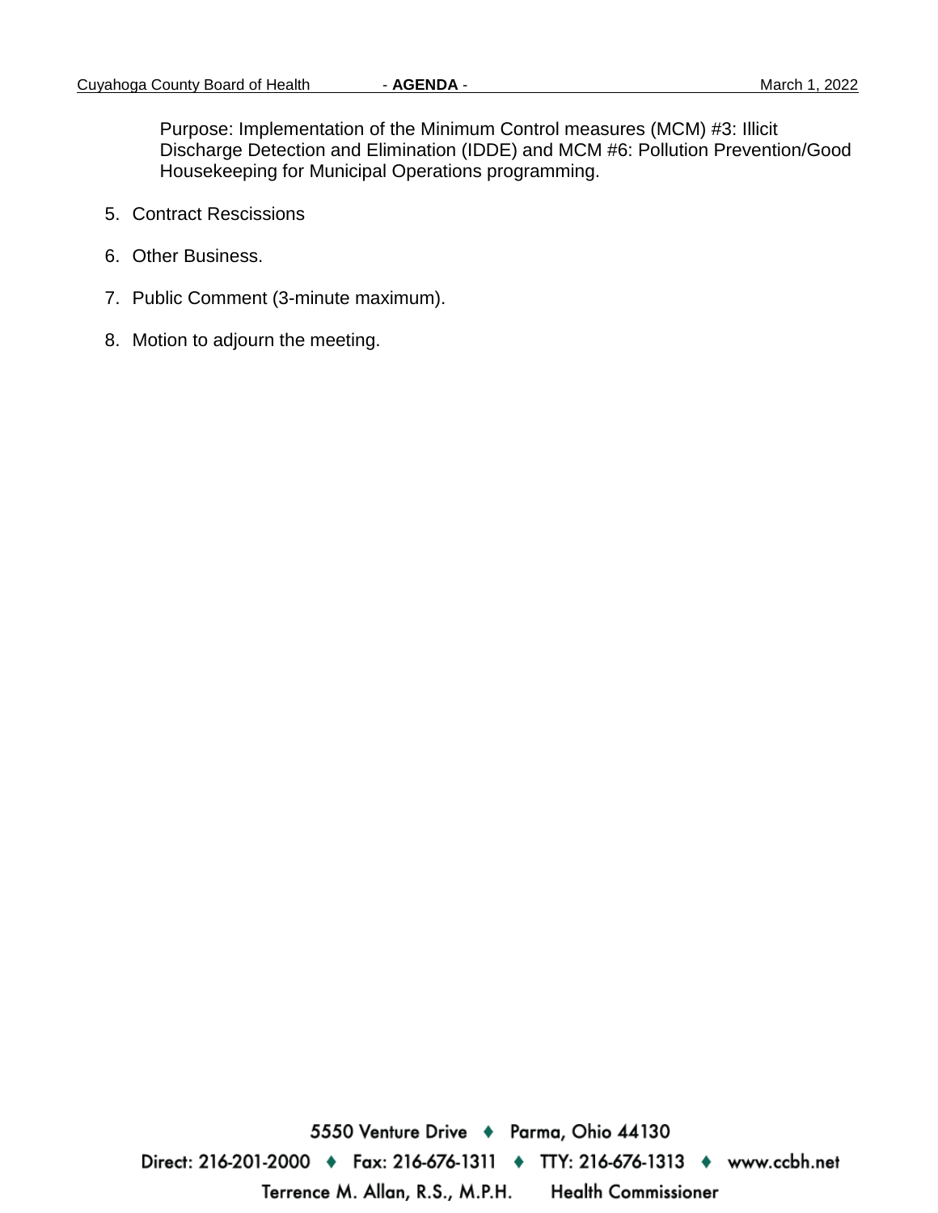Purpose: Implementation of the Minimum Control measures (MCM) #3: Illicit Discharge Detection and Elimination (IDDE) and MCM #6: Pollution Prevention/Good Housekeeping for Municipal Operations programming.

5. Contract Rescissions

6. Other Business.

7. Public Comment (3-minute maximum).

8. Motion to adjourn the meeting.